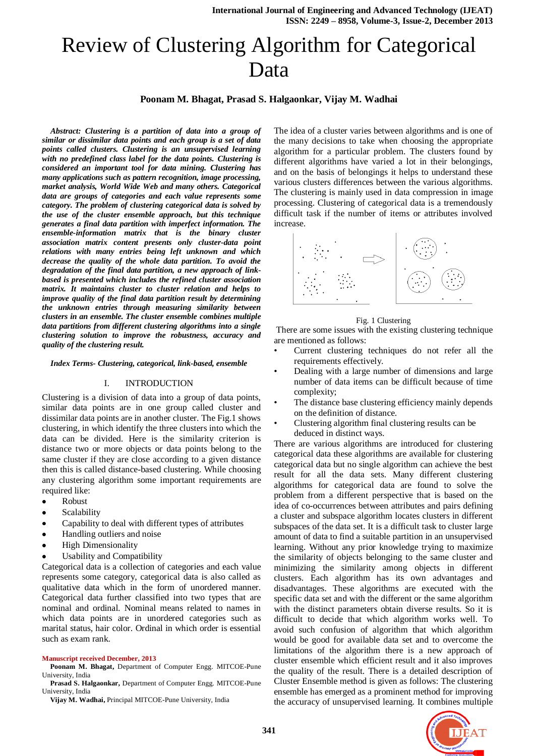# Review of Clustering Algorithm for Categorical Data

**Poonam M. Bhagat, Prasad S. Halgaonkar, Vijay M. Wadhai**

***Abstract: Clustering is a partition of data into a group of similar or dissimilar data points and each group is a set of data points called clusters. Clustering is an unsupervised learning with no predefined class label for the data points. Clustering is considered an important tool for data mining. Clustering has many applications such as pattern recognition, image processing, market analysis, World Wide Web and many others. Categorical data are groups of categories and each value represents some category. The problem of clustering categorical data is solved by the use of the cluster ensemble approach, but this technique generates a final data partition with imperfect information. The ensemble-information matrix that is the binary cluster association matrix content presents only cluster-data point relations with many entries being left unknown and which decrease the quality of the whole data partition. To avoid the degradation of the final data partition, a new approach of link-based is presented which includes the refined cluster association matrix. It maintains cluster to cluster relation and helps to improve quality of the final data partition result by determining the unknown entries through measuring similarity between clusters in an ensemble. The cluster ensemble combines multiple data partitions from different clustering algorithms into a single clustering solution to improve the robustness, accuracy and quality of the clustering result.***

***Index Terms- Clustering, categorical, link-based, ensemble***

## I. INTRODUCTION

Clustering is a division of data into a group of data points, similar data points are in one group called cluster and dissimilar data points are in another cluster. The Fig.1 shows clustering, in which identify the three clusters into which the data can be divided. Here is the similarity criterion is distance two or more objects or data points belong to the same cluster if they are close according to a given distance then this is called distance-based clustering. While choosing any clustering algorithm some important requirements are required like:

- Robust
- Scalability
- Capability to deal with different types of attributes
- Handling outliers and noise
- High Dimensionality
- Usability and Compatibility

Categorical data is a collection of categories and each value represents some category, categorical data is also called as qualitative data which in the form of unordered manner. Categorical data further classified into two types that are nominal and ordinal. Nominal means related to names in which data points are in unordered categories such as marital status, hair color. Ordinal in which order is essential such as exam rank.

**Manuscript received December, 2013**

**Poonam M. Bhagat,** Department of Computer Engg. MITCOE-Pune University, India

**Prasad S. Halgaonkar,** Department of Computer Engg. MITCOE-Pune University, India

**Vijay M. Wadhai,** Principal MITCOE-Pune University, India

The idea of a cluster varies between algorithms and is one of the many decisions to take when choosing the appropriate algorithm for a particular problem. The clusters found by different algorithms have varied a lot in their belongings, and on the basis of belongings it helps to understand these various clusters differences between the various algorithms. The clustering is mainly used in data compression in image processing. Clustering of categorical data is a tremendously difficult task if the number of items or attributes involved increase.

Fig. 1 Clustering

There are some issues with the existing clustering technique are mentioned as follows:

- Current clustering techniques do not refer all the requirements effectively.
- Dealing with a large number of dimensions and large number of data items can be difficult because of time complexity;
- The distance base clustering efficiency mainly depends on the definition of distance.
- Clustering algorithm final clustering results can be deduced in distinct ways.

There are various algorithms are introduced for clustering categorical data these algorithms are available for clustering categorical data but no single algorithm can achieve the best result for all the data sets. Many different clustering algorithms for categorical data are found to solve the problem from a different perspective that is based on the idea of co-occurrences between attributes and pairs defining a cluster and subspace algorithm locates clusters in different subspaces of the data set. It is a difficult task to cluster large amount of data to find a suitable partition in an unsupervised learning. Without any prior knowledge trying to maximize the similarity of objects belonging to the same cluster and minimizing the similarity among objects in different clusters. Each algorithm has its own advantages and disadvantages. These algorithms are executed with the specific data set and with the different or the same algorithm with the distinct parameters obtain diverse results. So it is difficult to decide that which algorithm works well. To avoid such confusion of algorithm that which algorithm would be good for available data set and to overcome the limitations of the algorithm there is a new approach of cluster ensemble which efficient result and it also improves the quality of the result. There is a detailed description of Cluster Ensemble method is given as follows: The clustering ensemble has emerged as a prominent method for improving the accuracy of unsupervised learning. It combines multiple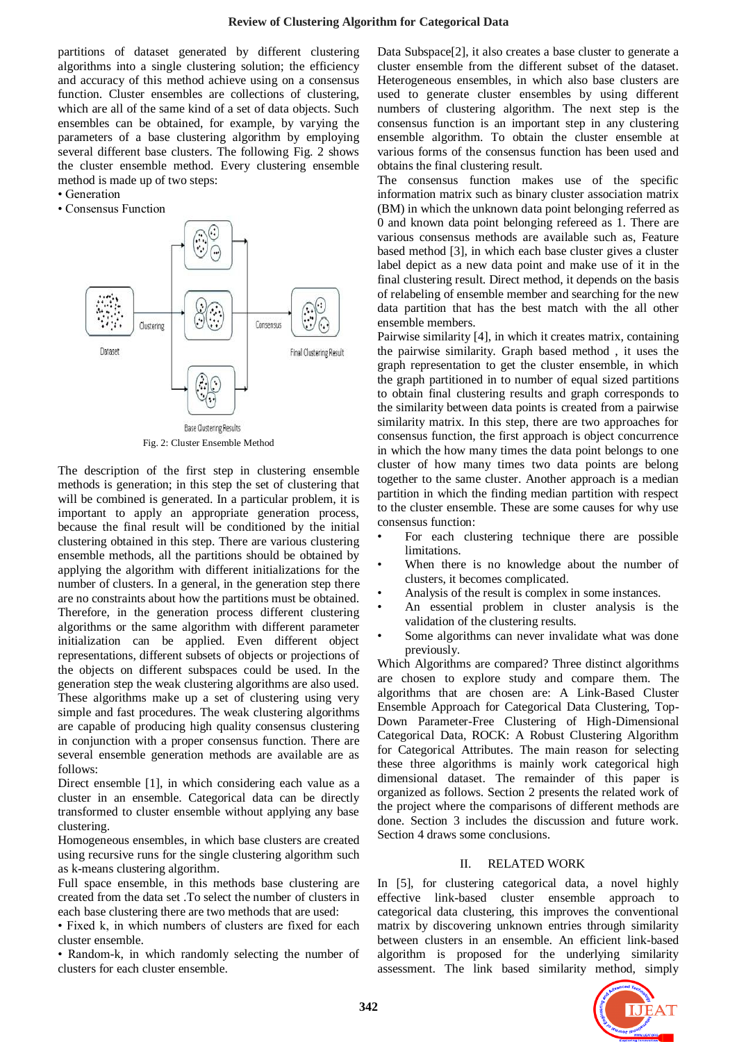partitions of dataset generated by different clustering algorithms into a single clustering solution; the efficiency and accuracy of this method achieve using on a consensus function. Cluster ensembles are collections of clustering, which are all of the same kind of a set of data objects. Such ensembles can be obtained, for example, by varying the parameters of a base clustering algorithm by employing several different base clusters. The following Fig. 2 shows the cluster ensemble method. Every clustering ensemble method is made up of two steps:

• Generation

• Consensus Function

Dataset

Clustering

Consensus

Final Clustering Result

Base Clustering Results

Fig. 2: Cluster Ensemble Method

The description of the first step in clustering ensemble methods is generation; in this step the set of clustering that will be combined is generated. In a particular problem, it is important to apply an appropriate generation process, because the final result will be conditioned by the initial clustering obtained in this step. There are various clustering ensemble methods, all the partitions should be obtained by applying the algorithm with different initializations for the number of clusters. In a general, in the generation step there are no constraints about how the partitions must be obtained. Therefore, in the generation process different clustering algorithms or the same algorithm with different parameter initialization can be applied. Even different object representations, different subsets of objects or projections of the objects on different subspaces could be used. In the generation step the weak clustering algorithms are also used. These algorithms make up a set of clustering using very simple and fast procedures. The weak clustering algorithms are capable of producing high quality consensus clustering in conjunction with a proper consensus function. There are several ensemble generation methods are available are as follows:

Direct ensemble [1], in which considering each value as a cluster in an ensemble. Categorical data can be directly transformed to cluster ensemble without applying any base clustering.

Homogeneous ensembles, in which base clusters are created using recursive runs for the single clustering algorithm such as k-means clustering algorithm.

Full space ensemble, in this methods base clustering are created from the data set .To select the number of clusters in each base clustering there are two methods that are used:

• Fixed k, in which numbers of clusters are fixed for each cluster ensemble.

• Random-k, in which randomly selecting the number of clusters for each cluster ensemble.

Data Subspace[2], it also creates a base cluster to generate a cluster ensemble from the different subset of the dataset. Heterogeneous ensembles, in which also base clusters are used to generate cluster ensembles by using different numbers of clustering algorithm. The next step is the consensus function is an important step in any clustering ensemble algorithm. To obtain the cluster ensemble at various forms of the consensus function has been used and obtains the final clustering result.

The consensus function makes use of the specific information matrix such as binary cluster association matrix (BM) in which the unknown data point belonging referred as 0 and known data point belonging refereed as 1. There are various consensus methods are available such as, Feature based method [3], in which each base cluster gives a cluster label depict as a new data point and make use of it in the final clustering result. Direct method, it depends on the basis of relabeling of ensemble member and searching for the new data partition that has the best match with the all other ensemble members.

Pairwise similarity [4], in which it creates matrix, containing the pairwise similarity. Graph based method , it uses the graph representation to get the cluster ensemble, in which the graph partitioned in to number of equal sized partitions to obtain final clustering results and graph corresponds to the similarity between data points is created from a pairwise similarity matrix. In this step, there are two approaches for consensus function, the first approach is object concurrence in which the how many times the data point belongs to one cluster of how many times two data points are belong together to the same cluster. Another approach is a median partition in which the finding median partition with respect to the cluster ensemble. These are some causes for why use consensus function:

- For each clustering technique there are possible limitations.
- When there is no knowledge about the number of clusters, it becomes complicated.
- Analysis of the result is complex in some instances.
- An essential problem in cluster analysis is the validation of the clustering results.
- Some algorithms can never invalidate what was done previously.

Which Algorithms are compared? Three distinct algorithms are chosen to explore study and compare them. The algorithms that are chosen are: A Link-Based Cluster Ensemble Approach for Categorical Data Clustering, Top-Down Parameter-Free Clustering of High-Dimensional Categorical Data, ROCK: A Robust Clustering Algorithm for Categorical Attributes. The main reason for selecting these three algorithms is mainly work categorical high dimensional dataset. The remainder of this paper is organized as follows. Section 2 presents the related work of the project where the comparisons of different methods are done. Section 3 includes the discussion and future work. Section 4 draws some conclusions.

## II. RELATED WORK

In [5], for clustering categorical data, a novel highly effective link-based cluster ensemble approach to categorical data clustering, this improves the conventional matrix by discovering unknown entries through similarity between clusters in an ensemble. An efficient link-based algorithm is proposed for the underlying similarity assessment. The link based similarity method, simply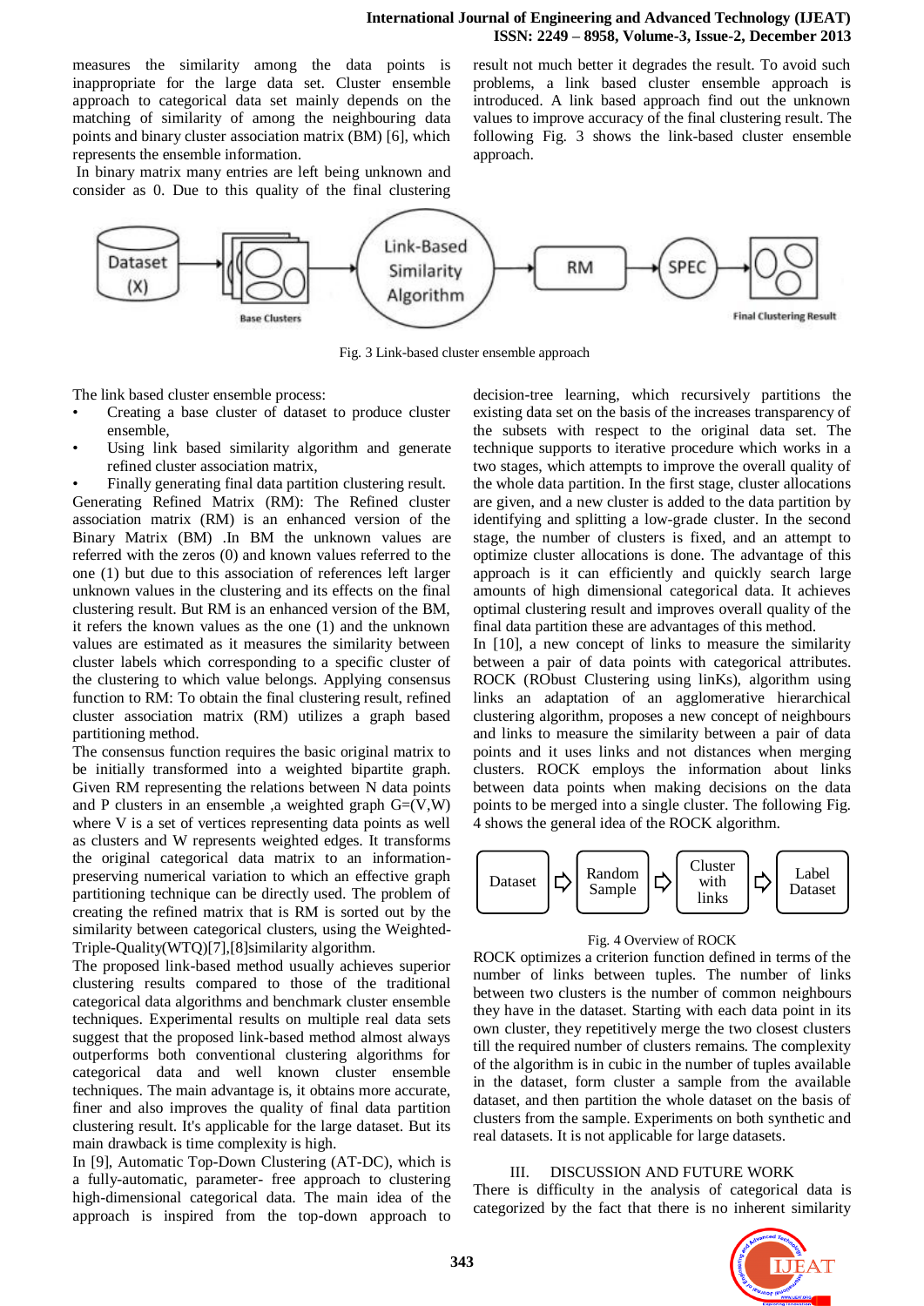measures the similarity among the data points is inappropriate for the large data set. Cluster ensemble approach to categorical data set mainly depends on the matching of similarity of among the neighbouring data points and binary cluster association matrix (BM) [6], which represents the ensemble information.

In binary matrix many entries are left being unknown and consider as 0. Due to this quality of the final clustering result not much better it degrades the result. To avoid such problems, a link based cluster ensemble approach is introduced. A link based approach find out the unknown values to improve accuracy of the final clustering result. The following Fig. 3 shows the link-based cluster ensemble approach.

Dataset (X)

Base Clusters

Link-Based Similarity Algorithm

RM

SPEC

Final Clustering Result

Fig. 3 Link-based cluster ensemble approach

The link based cluster ensemble process:

- Creating a base cluster of dataset to produce cluster ensemble,
- Using link based similarity algorithm and generate refined cluster association matrix,
- Finally generating final data partition clustering result.

Generating Refined Matrix (RM): The Refined cluster association matrix (RM) is an enhanced version of the Binary Matrix (BM) .In BM the unknown values are referred with the zeros (0) and known values referred to the one (1) but due to this association of references left larger unknown values in the clustering and its effects on the final clustering result. But RM is an enhanced version of the BM, it refers the known values as the one (1) and the unknown values are estimated as it measures the similarity between cluster labels which corresponding to a specific cluster of the clustering to which value belongs. Applying consensus function to RM: To obtain the final clustering result, refined cluster association matrix (RM) utilizes a graph based partitioning method.

The consensus function requires the basic original matrix to be initially transformed into a weighted bipartite graph. Given RM representing the relations between N data points and P clusters in an ensemble ,a weighted graph G=(V,W) where V is a set of vertices representing data points as well as clusters and W represents weighted edges. It transforms the original categorical data matrix to an information-preserving numerical variation to which an effective graph partitioning technique can be directly used. The problem of creating the refined matrix that is RM is sorted out by the similarity between categorical clusters, using the Weighted-Triple-Quality(WTQ)[7],[8]similarity algorithm.

The proposed link-based method usually achieves superior clustering results compared to those of the traditional categorical data algorithms and benchmark cluster ensemble techniques. Experimental results on multiple real data sets suggest that the proposed link-based method almost always outperforms both conventional clustering algorithms for categorical data and well known cluster ensemble techniques. The main advantage is, it obtains more accurate, finer and also improves the quality of final data partition clustering result. It's applicable for the large dataset. But its main drawback is time complexity is high.

In [9], Automatic Top-Down Clustering (AT-DC), which is a fully-automatic, parameter- free approach to clustering high-dimensional categorical data. The main idea of the approach is inspired from the top-down approach to decision-tree learning, which recursively partitions the existing data set on the basis of the increases transparency of the subsets with respect to the original data set. The technique supports to iterative procedure which works in a two stages, which attempts to improve the overall quality of the whole data partition. In the first stage, cluster allocations are given, and a new cluster is added to the data partition by identifying and splitting a low-grade cluster. In the second stage, the number of clusters is fixed, and an attempt to optimize cluster allocations is done. The advantage of this approach is it can efficiently and quickly search large amounts of high dimensional categorical data. It achieves optimal clustering result and improves overall quality of the final data partition these are advantages of this method.

In [10], a new concept of links to measure the similarity between a pair of data points with categorical attributes. ROCK (RObust Clustering using linKs), algorithm using links an adaptation of an agglomerative hierarchical clustering algorithm, proposes a new concept of neighbours and links to measure the similarity between a pair of data points and it uses links and not distances when merging clusters. ROCK employs the information about links between data points when making decisions on the data points to be merged into a single cluster. The following Fig. 4 shows the general idea of the ROCK algorithm.

Dataset

Random Sample

Cluster with links

Label Dataset

Fig. 4 Overview of ROCK

ROCK optimizes a criterion function defined in terms of the number of links between tuples. The number of links between two clusters is the number of common neighbours they have in the dataset. Starting with each data point in its own cluster, they repetitively merge the two closest clusters till the required number of clusters remains. The complexity of the algorithm is in cubic in the number of tuples available in the dataset, form cluster a sample from the available dataset, and then partition the whole dataset on the basis of clusters from the sample. Experiments on both synthetic and real datasets. It is not applicable for large datasets.

## III. DISCUSSION AND FUTURE WORK

There is difficulty in the analysis of categorical data is categorized by the fact that there is no inherent similarity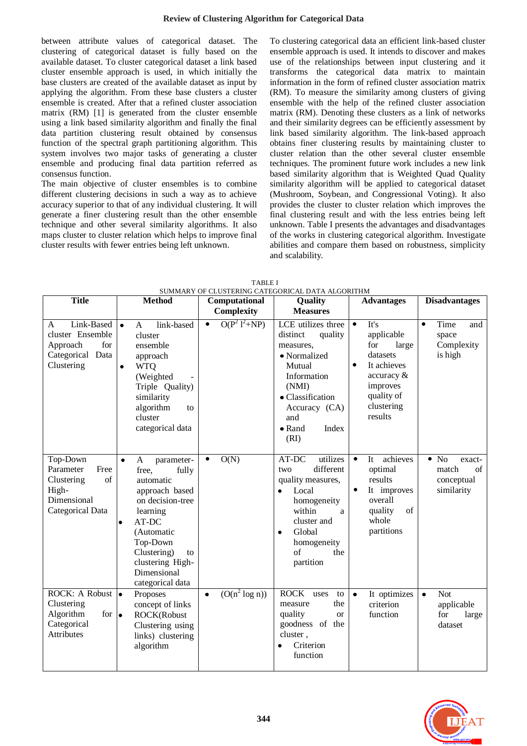between attribute values of categorical dataset. The clustering of categorical dataset is fully based on the available dataset. To cluster categorical dataset a link based cluster ensemble approach is used, in which initially the base clusters are created of the available dataset as input by applying the algorithm. From these base clusters a cluster ensemble is created. After that a refined cluster association matrix (RM) [1] is generated from the cluster ensemble using a link based similarity algorithm and finally the final data partition clustering result obtained by consensus function of the spectral graph partitioning algorithm. This system involves two major tasks of generating a cluster ensemble and producing final data partition referred as consensus function.

The main objective of cluster ensembles is to combine different clustering decisions in such a way as to achieve accuracy superior to that of any individual clustering. It will generate a finer clustering result than the other ensemble technique and other several similarity algorithms. It also maps cluster to cluster relation which helps to improve final cluster results with fewer entries being left unknown.

To clustering categorical data an efficient link-based cluster ensemble approach is used. It intends to discover and makes use of the relationships between input clustering and it transforms the categorical data matrix to maintain information in the form of refined cluster association matrix (RM). To measure the similarity among clusters of giving ensemble with the help of the refined cluster association matrix (RM). Denoting these clusters as a link of networks and their similarity degrees can be efficiently assessment by link based similarity algorithm. The link-based approach obtains finer clustering results by maintaining cluster to cluster relation than the other several cluster ensemble techniques. The prominent future work includes a new link based similarity algorithm that is Weighted Quad Quality similarity algorithm will be applied to categorical dataset (Mushroom, Soybean, and Congressional Voting). It also provides the cluster to cluster relation which improves the final clustering result and with the less entries being left unknown. Table I presents the advantages and disadvantages of the works in clustering categorical algorithm. Investigate abilities and compare them based on robustness, simplicity and scalability.

TABLE I
SUMMARY OF CLUSTERING CATEGORICAL DATA ALGORITHM

| Title | Method | Computational Complexity | Quality Measures | Advantages | Disadvantages |
|---|---|---|---|---|---|
| A Link-Based cluster Ensemble Approach for Categorical Data Clustering | • A link-based cluster ensemble approach<br>• WTQ (Weighted - Triple Quality) similarity algorithm to cluster categorical data | • $O(P^2 l^2+NP)$ | LCE utilizes three distinct quality measures,<br>• Normalized Mutual Information (NMI)<br>• Classification Accuracy (CA) and<br>• Rand Index (RI) | • It's applicable for large datasets<br>• It achieves accuracy & improves quality of clustering results | • Time and space Complexity is high |
| Top-Down Parameter Free Clustering of High-Dimensional Categorical Data | • A parameter-free, fully automatic approach based on decision-tree learning<br>• AT-DC (Automatic Top-Down Clustering) to clustering High-Dimensional categorical data | • O(N) | AT-DC utilizes two different quality measures,<br>• Local homogeneity within a cluster and<br>• Global homogeneity of the partition | • It achieves optimal results<br>• It improves overall quality of whole partitions | • No exact-match of conceptual similarity |
| ROCK: A Robust Clustering Algorithm for Categorical Attributes | • Proposes concept of links<br>• ROCK(Robust Clustering using links) clustering algorithm | • $(O(n^2 \log n))$ | ROCK uses to measure the quality or goodness of the cluster ,<br>• Criterion function | • It optimizes criterion function | • Not applicable for large dataset |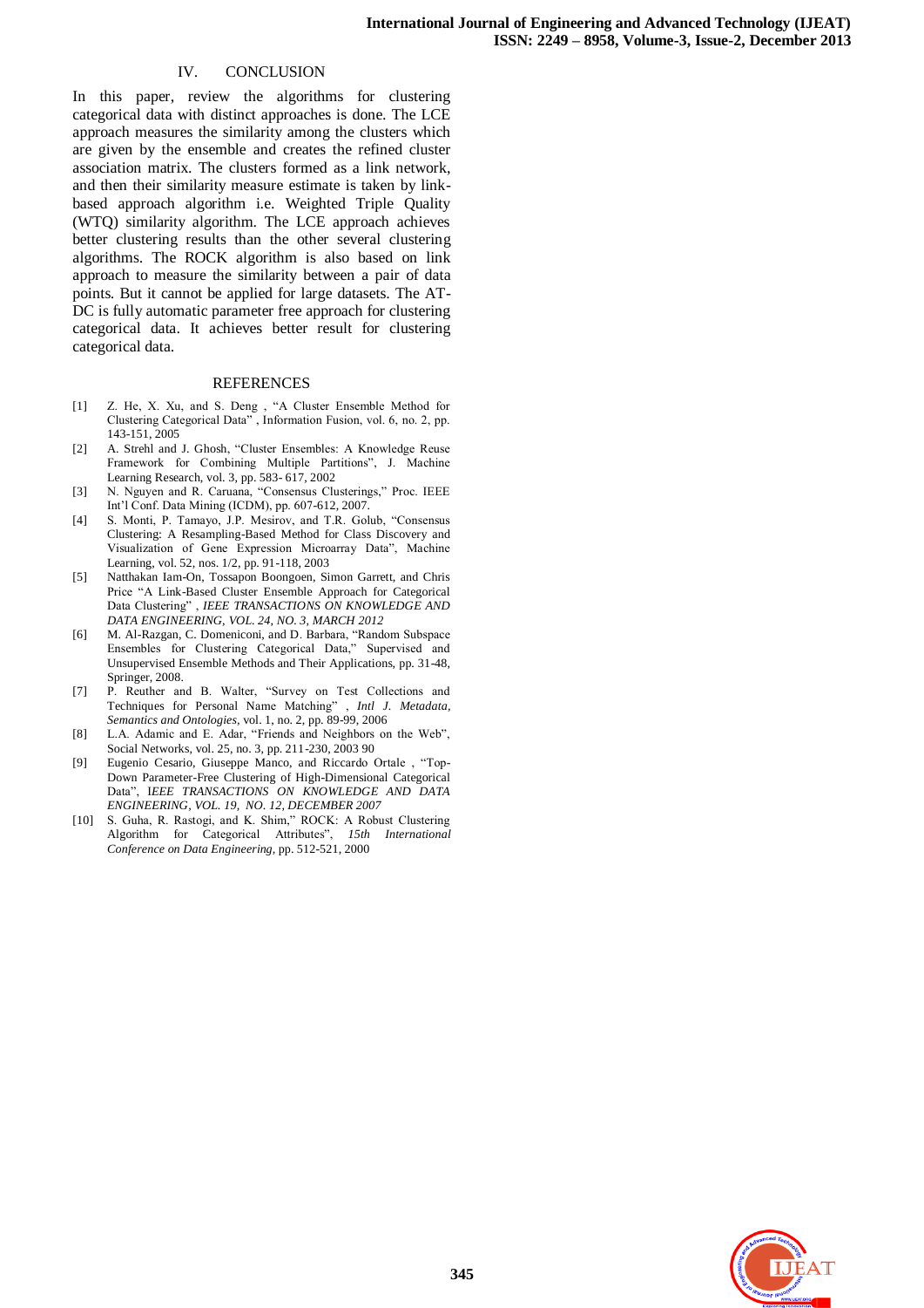## IV. CONCLUSION

In this paper, review the algorithms for clustering categorical data with distinct approaches is done. The LCE approach measures the similarity among the clusters which are given by the ensemble and creates the refined cluster association matrix. The clusters formed as a link network, and then their similarity measure estimate is taken by link-based approach algorithm i.e. Weighted Triple Quality (WTQ) similarity algorithm. The LCE approach achieves better clustering results than the other several clustering algorithms. The ROCK algorithm is also based on link approach to measure the similarity between a pair of data points. But it cannot be applied for large datasets. The AT-DC is fully automatic parameter free approach for clustering categorical data. It achieves better result for clustering categorical data.

## REFERENCES

[1] Z. He, X. Xu, and S. Deng , "A Cluster Ensemble Method for Clustering Categorical Data" , Information Fusion, vol. 6, no. 2, pp. 143-151, 2005

[2] A. Strehl and J. Ghosh, "Cluster Ensembles: A Knowledge Reuse Framework for Combining Multiple Partitions", J. Machine Learning Research, vol. 3, pp. 583- 617, 2002

[3] N. Nguyen and R. Caruana, "Consensus Clusterings," Proc. IEEE Int'l Conf. Data Mining (ICDM), pp. 607-612, 2007.

[4] S. Monti, P. Tamayo, J.P. Mesirov, and T.R. Golub, "Consensus Clustering: A Resampling-Based Method for Class Discovery and Visualization of Gene Expression Microarray Data", Machine Learning, vol. 52, nos. 1/2, pp. 91-118, 2003

[5] Natthakan Iam-On, Tossapon Boongoen, Simon Garrett, and Chris Price "A Link-Based Cluster Ensemble Approach for Categorical Data Clustering" , *IEEE TRANSACTIONS ON KNOWLEDGE AND DATA ENGINEERING, VOL. 24, NO. 3, MARCH 2012*

[6] M. Al-Razgan, C. Domeniconi, and D. Barbara, "Random Subspace Ensembles for Clustering Categorical Data," Supervised and Unsupervised Ensemble Methods and Their Applications, pp. 31-48, Springer, 2008.

[7] P. Reuther and B. Walter, "Survey on Test Collections and Techniques for Personal Name Matching" , *Intl J. Metadata, Semantics and Ontologies,* vol. 1, no. 2, pp. 89-99, 2006

[8] L.A. Adamic and E. Adar, "Friends and Neighbors on the Web", Social Networks, vol. 25, no. 3, pp. 211-230, 2003 90

[9] Eugenio Cesario, Giuseppe Manco, and Riccardo Ortale , "Top-Down Parameter-Free Clustering of High-Dimensional Categorical Data", I*EEE TRANSACTIONS ON KNOWLEDGE AND DATA ENGINEERING, VOL. 19, NO. 12, DECEMBER 2007*

[10] S. Guha, R. Rastogi, and K. Shim," ROCK: A Robust Clustering Algorithm for Categorical Attributes", *15th International Conference on Data Engineering,* pp. 512-521, 2000